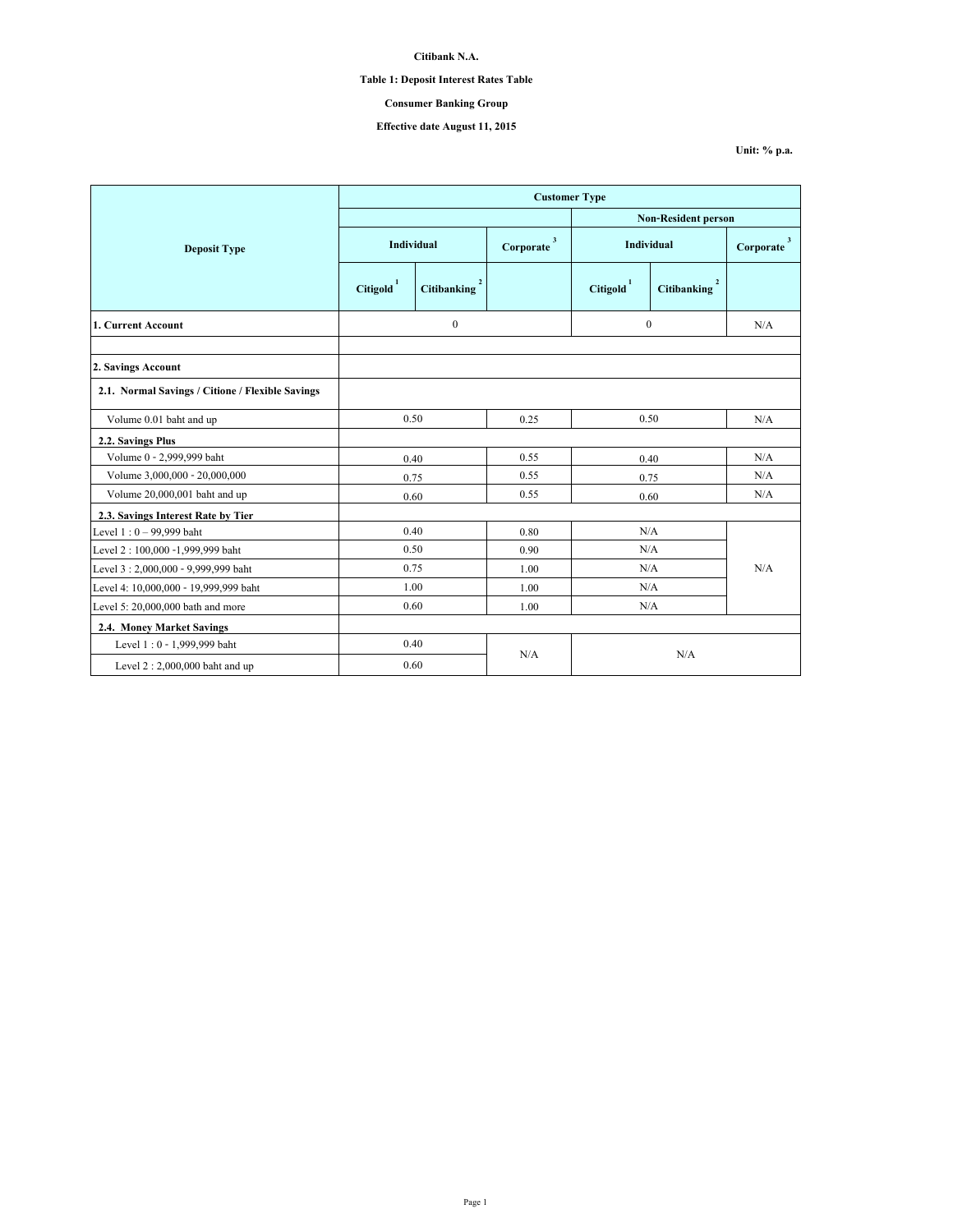**Citibank N.A.**

**Table 1: Deposit Interest Rates Table**

**Consumer Banking Group**

**Effective date August 11, 2015**

**Unit: % p.a.**

| Deposit Type | Customer Type | | | | | |
|---|---|---|---|---|---|---|
| | | | | Non-Resident person | | |
| | Individual | | Corporate [3] | Individual | | Corporate [3] |
| | Citigold [1] | Citibanking [2] | | Citigold [1] | Citibanking [2] | |
| **1. Current Account** | 0 | | | 0 | | N/A |
| | | | | | | |
| **2. Savings Account** | | | | | | |
| **2.1. Normal Savings / Citione / Flexible Savings** | | | | | | |
| Volume 0.01 baht and up | 0.50 | | 0.25 | 0.50 | | N/A |
| **2.2. Savings Plus** | | | | | | |
| Volume 0 - 2,999,999 baht | 0.40 | | 0.55 | 0.40 | | N/A |
| Volume 3,000,000 - 20,000,000 | 0.75 | | 0.55 | 0.75 | | N/A |
| Volume 20,000,001 baht and up | 0.60 | | 0.55 | 0.60 | | N/A |
| **2.3. Savings Interest Rate by Tier** | | | | | | |
| Level 1 : 0 – 99,999 baht | 0.40 | | 0.80 | N/A | | N/A |
| Level 2 : 100,000 -1,999,999 baht | 0.50 | | 0.90 | N/A | | |
| Level 3 : 2,000,000 - 9,999,999 baht | 0.75 | | 1.00 | N/A | | |
| Level 4: 10,000,000 - 19,999,999 baht | 1.00 | | 1.00 | N/A | | |
| Level 5: 20,000,000 bath and more | 0.60 | | 1.00 | N/A | | |
| **2.4. Money Market Savings** | | | | | | |
| Level 1 : 0 - 1,999,999 baht | 0.40 | | N/A | N/A | | |
| Level 2 : 2,000,000 baht and up | 0.60 | | | | | |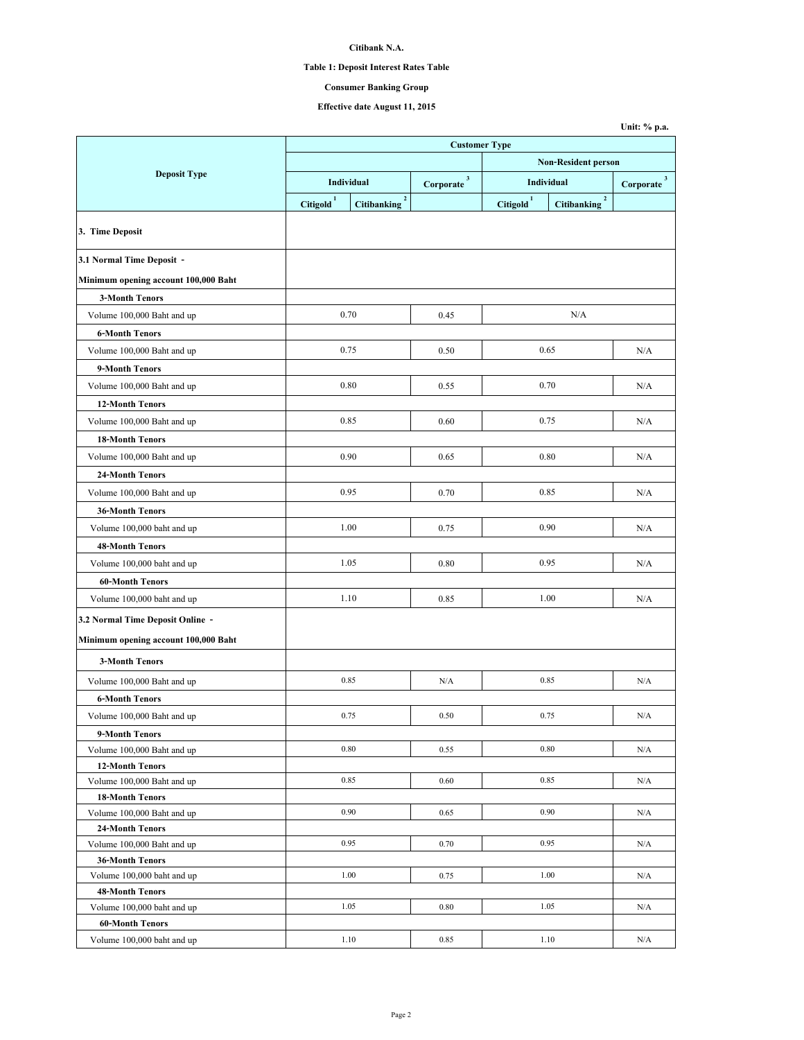**Citibank N.A.**

**Table 1: Deposit Interest Rates Table**

**Consumer Banking Group**

**Effective date August 11, 2015**

**Unit: % p.a.**

| Deposit Type | Customer Type | | | | | |
|---|---|---|---|---|---|---|
| | | | | Non-Resident person | | |
| | Individual | | Corporate [3] | Individual | | Corporate [3] |
| | Citigold [1] | Citibanking [2] | | Citigold [1] | Citibanking [2] | |
| **3. Time Deposit** | | | | | | |
| **3.1 Normal Time Deposit - Minimum opening account 100,000 Baht** | | | | | | |
| **3-Month Tenors** | | | | | | |
| Volume 100,000 Baht and up | 0.70 | | 0.45 | N/A | | |
| **6-Month Tenors** | | | | | | |
| Volume 100,000 Baht and up | 0.75 | | 0.50 | 0.65 | | N/A |
| **9-Month Tenors** | | | | | | |
| Volume 100,000 Baht and up | 0.80 | | 0.55 | 0.70 | | N/A |
| **12-Month Tenors** | | | | | | |
| Volume 100,000 Baht and up | 0.85 | | 0.60 | 0.75 | | N/A |
| **18-Month Tenors** | | | | | | |
| Volume 100,000 Baht and up | 0.90 | | 0.65 | 0.80 | | N/A |
| **24-Month Tenors** | | | | | | |
| Volume 100,000 Baht and up | 0.95 | | 0.70 | 0.85 | | N/A |
| **36-Month Tenors** | | | | | | |
| Volume 100,000 baht and up | 1.00 | | 0.75 | 0.90 | | N/A |
| **48-Month Tenors** | | | | | | |
| Volume 100,000 baht and up | 1.05 | | 0.80 | 0.95 | | N/A |
| **60-Month Tenors** | | | | | | |
| Volume 100,000 baht and up | 1.10 | | 0.85 | 1.00 | | N/A |
| **3.2 Normal Time Deposit Online - Minimum opening account 100,000 Baht** | | | | | | |
| **3-Month Tenors** | | | | | | |
| Volume 100,000 Baht and up | 0.85 | | N/A | 0.85 | | N/A |
| **6-Month Tenors** | | | | | | |
| Volume 100,000 Baht and up | 0.75 | | 0.50 | 0.75 | | N/A |
| **9-Month Tenors** | | | | | | |
| Volume 100,000 Baht and up | 0.80 | | 0.55 | 0.80 | | N/A |
| **12-Month Tenors** | | | | | | |
| Volume 100,000 Baht and up | 0.85 | | 0.60 | 0.85 | | N/A |
| **18-Month Tenors** | | | | | | |
| Volume 100,000 Baht and up | 0.90 | | 0.65 | 0.90 | | N/A |
| **24-Month Tenors** | | | | | | |
| Volume 100,000 Baht and up | 0.95 | | 0.70 | 0.95 | | N/A |
| **36-Month Tenors** | | | | | | |
| Volume 100,000 baht and up | 1.00 | | 0.75 | 1.00 | | N/A |
| **48-Month Tenors** | | | | | | |
| Volume 100,000 baht and up | 1.05 | | 0.80 | 1.05 | | N/A |
| **60-Month Tenors** | | | | | | |
| Volume 100,000 baht and up | 1.10 | | 0.85 | 1.10 | | N/A |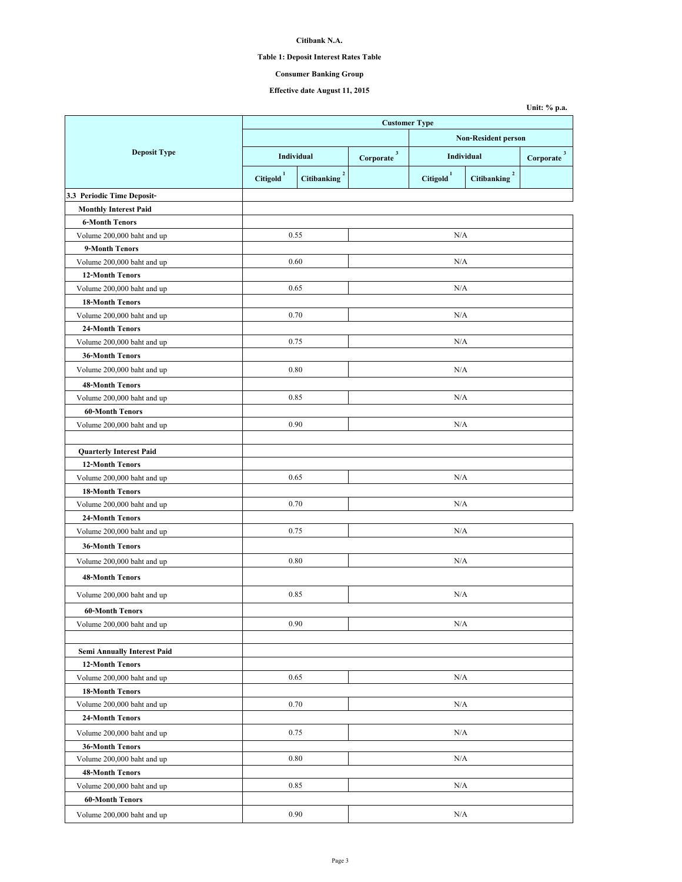**Citibank N.A.**

**Table 1: Deposit Interest Rates Table**

**Consumer Banking Group**

**Effective date August 11, 2015**

**Unit: % p.a.**

| Deposit Type | Customer Type | | | | | |
|---|---|---|---|---|---|---|
| | | | | Non-Resident person | | |
| | Individual | | Corporate [3] | Individual | | Corporate [3] |
| | Citigold [1] | Citibanking [2] | | Citigold [1] | Citibanking [2] | |
| **3.3 Periodic Time Deposit-** | | | | | | |
| **Monthly Interest Paid** | | | | | | |
| **6-Month Tenors** | | | | | | |
| Volume 200,000 baht and up | 0.55 | | N/A | | | |
| **9-Month Tenors** | | | | | | |
| Volume 200,000 baht and up | 0.60 | | N/A | | | |
| **12-Month Tenors** | | | | | | |
| Volume 200,000 baht and up | 0.65 | | N/A | | | |
| **18-Month Tenors** | | | | | | |
| Volume 200,000 baht and up | 0.70 | | N/A | | | |
| **24-Month Tenors** | | | | | | |
| Volume 200,000 baht and up | 0.75 | | N/A | | | |
| **36-Month Tenors** | | | | | | |
| Volume 200,000 baht and up | 0.80 | | N/A | | | |
| **48-Month Tenors** | | | | | | |
| Volume 200,000 baht and up | 0.85 | | N/A | | | |
| **60-Month Tenors** | | | | | | |
| Volume 200,000 baht and up | 0.90 | | N/A | | | |
| | | | | | | |
| **Quarterly Interest Paid** | | | | | | |
| **12-Month Tenors** | | | | | | |
| Volume 200,000 baht and up | 0.65 | | N/A | | | |
| **18-Month Tenors** | | | | | | |
| Volume 200,000 baht and up | 0.70 | | N/A | | | |
| **24-Month Tenors** | | | | | | |
| Volume 200,000 baht and up | 0.75 | | N/A | | | |
| **36-Month Tenors** | | | | | | |
| Volume 200,000 baht and up | 0.80 | | N/A | | | |
| **48-Month Tenors** | | | | | | |
| Volume 200,000 baht and up | 0.85 | | N/A | | | |
| **60-Month Tenors** | | | | | | |
| Volume 200,000 baht and up | 0.90 | | N/A | | | |
| | | | | | | |
| **Semi Annually Interest Paid** | | | | | | |
| **12-Month Tenors** | | | | | | |
| Volume 200,000 baht and up | 0.65 | | N/A | | | |
| **18-Month Tenors** | | | | | | |
| Volume 200,000 baht and up | 0.70 | | N/A | | | |
| **24-Month Tenors** | | | | | | |
| Volume 200,000 baht and up | 0.75 | | N/A | | | |
| **36-Month Tenors** | | | | | | |
| Volume 200,000 baht and up | 0.80 | | N/A | | | |
| **48-Month Tenors** | | | | | | |
| Volume 200,000 baht and up | 0.85 | | N/A | | | |
| **60-Month Tenors** | | | | | | |
| Volume 200,000 baht and up | 0.90 | | N/A | | | |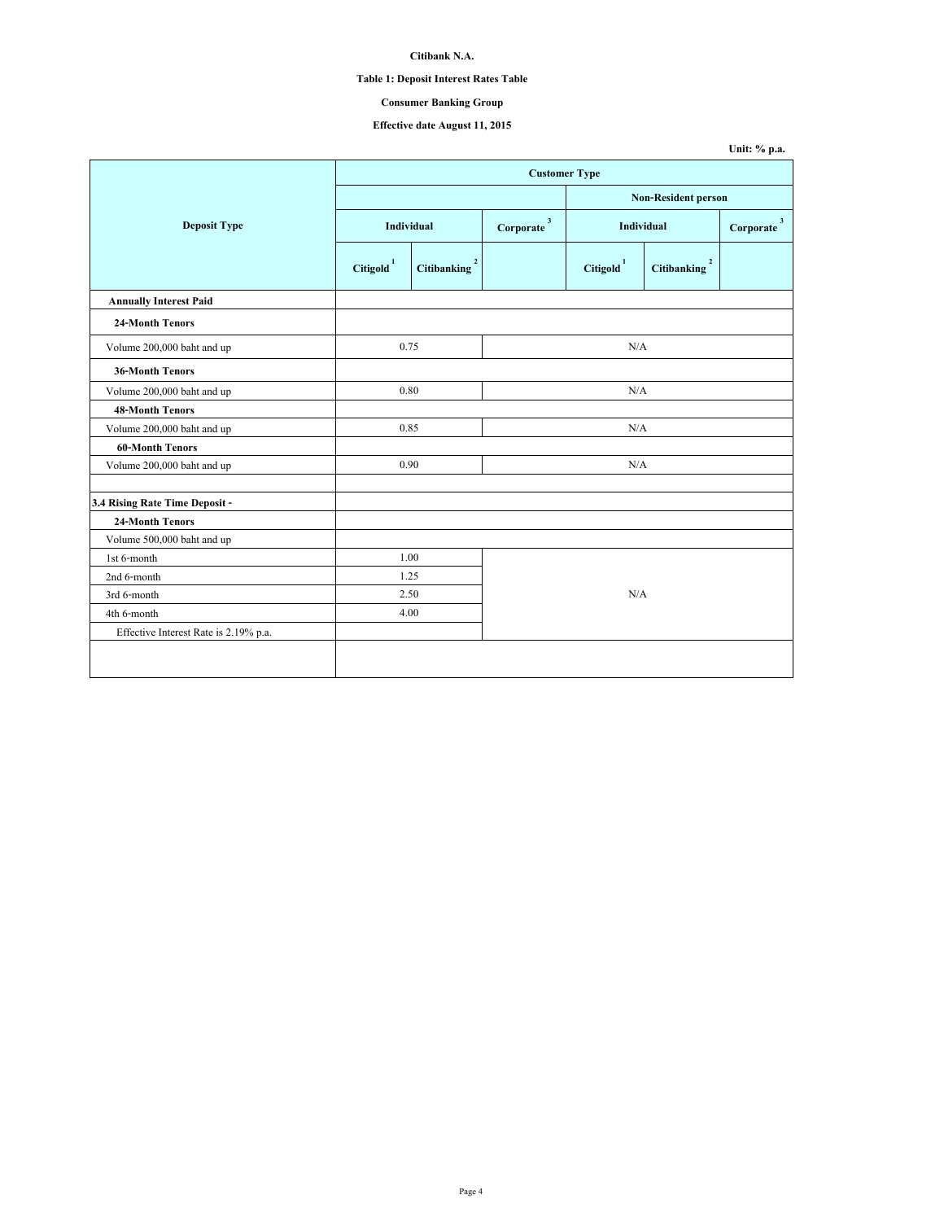**Citibank N.A.**

**Table 1: Deposit Interest Rates Table**

**Consumer Banking Group**

**Effective date August 11, 2015**

**Unit: % p.a.**

| Deposit Type | Customer Type | | | | | |
|---|---|---|---|---|---|---|
| | | | | Non-Resident person | | |
| | Individual | | Corporate [3] | Individual | | Corporate [3] |
| | Citigold [1] | Citibanking [2] | | Citigold [1] | Citibanking [2] | |
| **Annually Interest Paid** | | | | | | |
| **24-Month Tenors** | | | | | | |
| Volume 200,000 baht and up | 0.75 | | N/A | | | |
| **36-Month Tenors** | | | | | | |
| Volume 200,000 baht and up | 0.80 | | N/A | | | |
| **48-Month Tenors** | | | | | | |
| Volume 200,000 baht and up | 0.85 | | N/A | | | |
| **60-Month Tenors** | | | | | | |
| Volume 200,000 baht and up | 0.90 | | N/A | | | |
| | | | | | | |
| **3.4 Rising Rate Time Deposit -** | | | | | | |
| **24-Month Tenors** | | | | | | |
| Volume 500,000 baht and up | | | | | | |
| 1st 6-month | 1.00 | | N/A | | | |
| 2nd 6-month | 1.25 | | | | | |
| 3rd 6-month | 2.50 | | | | | |
| 4th 6-month | 4.00 | | | | | |
| Effective Interest Rate is 2.19% p.a. | | | | | | |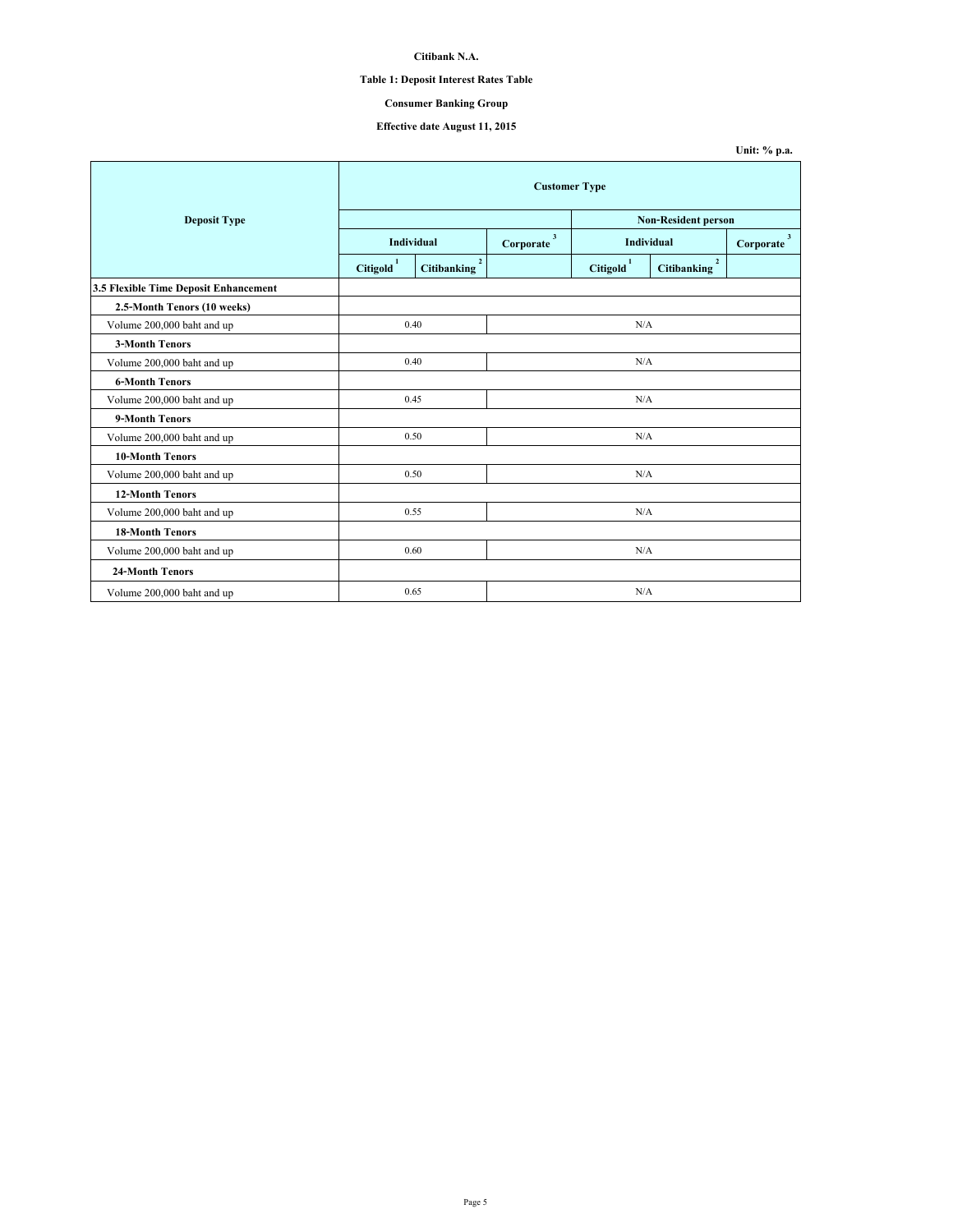**Citibank N.A.**

**Table 1: Deposit Interest Rates Table**

**Consumer Banking Group**

**Effective date August 11, 2015**

**Unit: % p.a.**

| Deposit Type | Customer Type | | | | | |
|---|---|---|---|---|---|---|
| | | | | Non-Resident person | | |
| | Individual | | Corporate [3] | Individual | | Corporate [3] |
| | Citigold [1] | Citibanking [2] | | Citigold [1] | Citibanking [2] | |
| **3.5 Flexible Time Deposit Enhancement** | | | | | | |
| **2.5-Month Tenors (10 weeks)** | | | | | | |
| Volume 200,000 baht and up | 0.40 | | N/A | | | |
| **3-Month Tenors** | | | | | | |
| Volume 200,000 baht and up | 0.40 | | N/A | | | |
| **6-Month Tenors** | | | | | | |
| Volume 200,000 baht and up | 0.45 | | N/A | | | |
| **9-Month Tenors** | | | | | | |
| Volume 200,000 baht and up | 0.50 | | N/A | | | |
| **10-Month Tenors** | | | | | | |
| Volume 200,000 baht and up | 0.50 | | N/A | | | |
| **12-Month Tenors** | | | | | | |
| Volume 200,000 baht and up | 0.55 | | N/A | | | |
| **18-Month Tenors** | | | | | | |
| Volume 200,000 baht and up | 0.60 | | N/A | | | |
| **24-Month Tenors** | | | | | | |
| Volume 200,000 baht and up | 0.65 | | N/A | | | |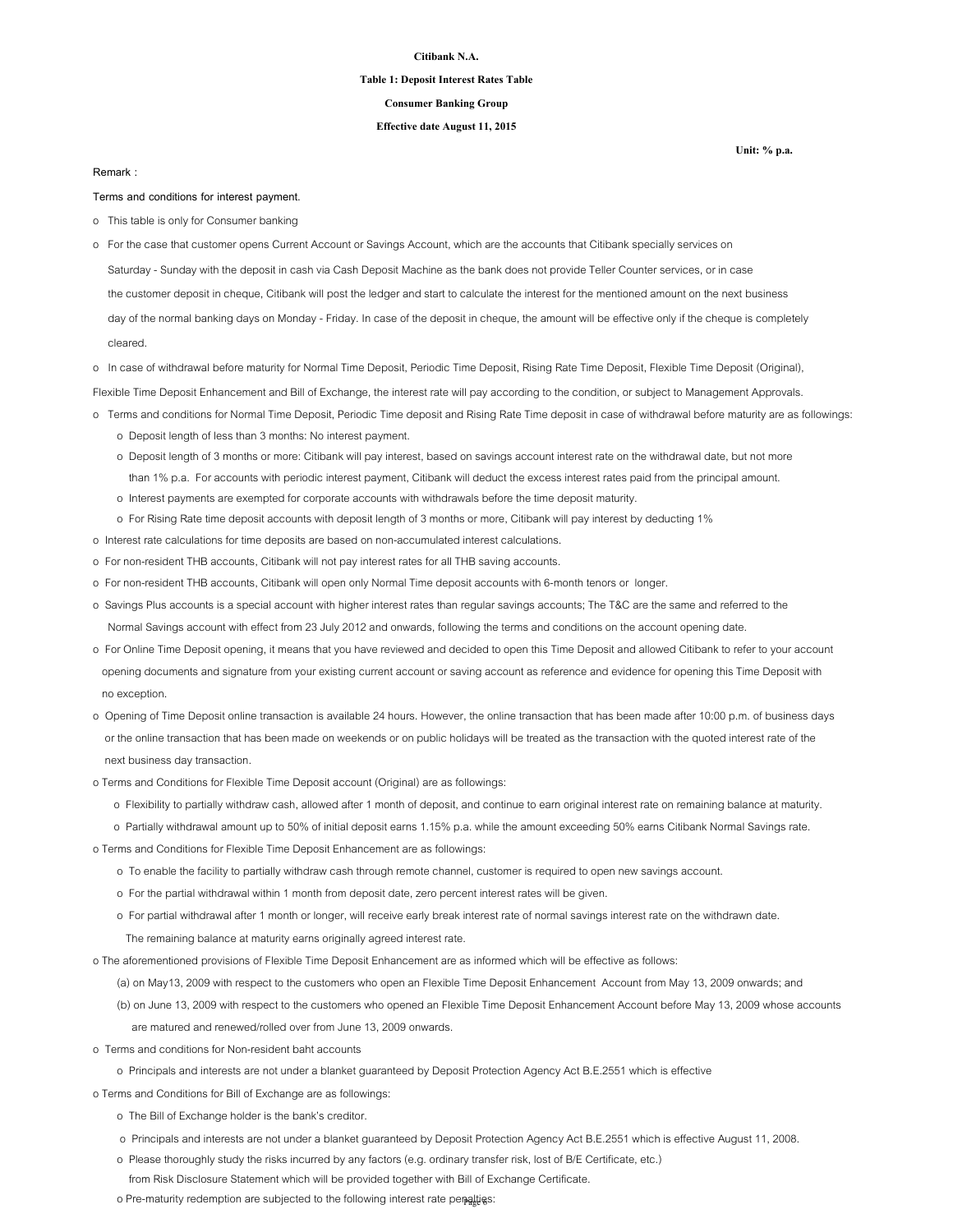**Citibank N.A.**

**Table 1: Deposit Interest Rates Table**

**Consumer Banking Group**

**Effective date August 11, 2015**

**Unit: % p.a.**

Remark :

Terms and conditions for interest payment.

- This table is only for Consumer banking
- For the case that customer opens Current Account or Savings Account, which are the accounts that Citibank specially services on Saturday - Sunday with the deposit in cash via Cash Deposit Machine as the bank does not provide Teller Counter services, or in case the customer deposit in cheque, Citibank will post the ledger and start to calculate the interest for the mentioned amount on the next business day of the normal banking days on Monday - Friday. In case of the deposit in cheque, the amount will be effective only if the cheque is completely cleared.
- In case of withdrawal before maturity for Normal Time Deposit, Periodic Time Deposit, Rising Rate Time Deposit, Flexible Time Deposit (Original), Flexible Time Deposit Enhancement and Bill of Exchange, the interest rate will pay according to the condition, or subject to Management Approvals.
- Terms and conditions for Normal Time Deposit, Periodic Time deposit and Rising Rate Time deposit in case of withdrawal before maturity are as followings:
  - Deposit length of less than 3 months: No interest payment.
  - Deposit length of 3 months or more: Citibank will pay interest, based on savings account interest rate on the withdrawal date, but not more than 1% p.a. For accounts with periodic interest payment, Citibank will deduct the excess interest rates paid from the principal amount.
  - Interest payments are exempted for corporate accounts with withdrawals before the time deposit maturity.
  - For Rising Rate time deposit accounts with deposit length of 3 months or more, Citibank will pay interest by deducting 1%
- Interest rate calculations for time deposits are based on non-accumulated interest calculations.
- For non-resident THB accounts, Citibank will not pay interest rates for all THB saving accounts.
- For non-resident THB accounts, Citibank will open only Normal Time deposit accounts with 6-month tenors or longer.
- Savings Plus accounts is a special account with higher interest rates than regular savings accounts; The T&C are the same and referred to the Normal Savings account with effect from 23 July 2012 and onwards, following the terms and conditions on the account opening date.
- For Online Time Deposit opening, it means that you have reviewed and decided to open this Time Deposit and allowed Citibank to refer to your account opening documents and signature from your existing current account or saving account as reference and evidence for opening this Time Deposit with no exception.
- Opening of Time Deposit online transaction is available 24 hours. However, the online transaction that has been made after 10:00 p.m. of business days or the online transaction that has been made on weekends or on public holidays will be treated as the transaction with the quoted interest rate of the next business day transaction.
- Terms and Conditions for Flexible Time Deposit account (Original) are as followings:
  - Flexibility to partially withdraw cash, allowed after 1 month of deposit, and continue to earn original interest rate on remaining balance at maturity.
  - Partially withdrawal amount up to 50% of initial deposit earns 1.15% p.a. while the amount exceeding 50% earns Citibank Normal Savings rate.
- Terms and Conditions for Flexible Time Deposit Enhancement are as followings:
  - To enable the facility to partially withdraw cash through remote channel, customer is required to open new savings account.
  - For the partial withdrawal within 1 month from deposit date, zero percent interest rates will be given.
  - For partial withdrawal after 1 month or longer, will receive early break interest rate of normal savings interest rate on the withdrawn date. The remaining balance at maturity earns originally agreed interest rate.
- The aforementioned provisions of Flexible Time Deposit Enhancement are as informed which will be effective as follows:
  - (a) on May13, 2009 with respect to the customers who open an Flexible Time Deposit Enhancement Account from May 13, 2009 onwards; and
  - (b) on June 13, 2009 with respect to the customers who opened an Flexible Time Deposit Enhancement Account before May 13, 2009 whose accounts are matured and renewed/rolled over from June 13, 2009 onwards.
- Terms and conditions for Non-resident baht accounts
  - Principals and interests are not under a blanket guaranteed by Deposit Protection Agency Act B.E.2551 which is effective
- Terms and Conditions for Bill of Exchange are as followings:
  - The Bill of Exchange holder is the bank's creditor.
  - Principals and interests are not under a blanket guaranteed by Deposit Protection Agency Act B.E.2551 which is effective August 11, 2008.
  - Please thoroughly study the risks incurred by any factors (e.g. ordinary transfer risk, lost of B/E Certificate, etc.) from Risk Disclosure Statement which will be provided together with Bill of Exchange Certificate.
  - Pre-maturity redemption are subjected to the following interest rate penalties: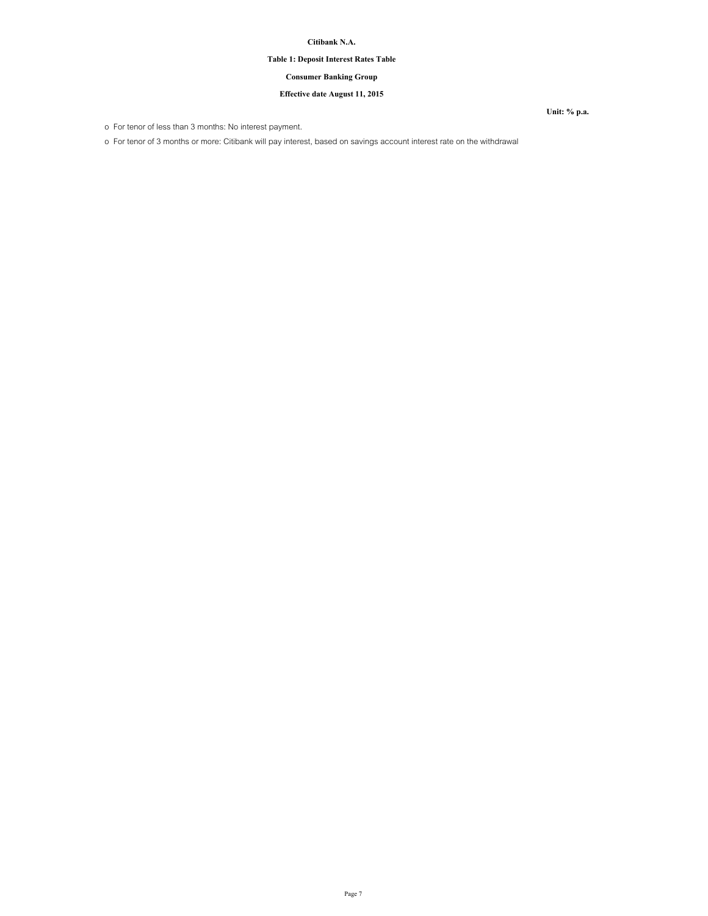**Citibank N.A.**

**Table 1: Deposit Interest Rates Table**

**Consumer Banking Group**

**Effective date August 11, 2015**

**Unit: % p.a.**

- For tenor of less than 3 months: No interest payment.
- For tenor of 3 months or more: Citibank will pay interest, based on savings account interest rate on the withdrawal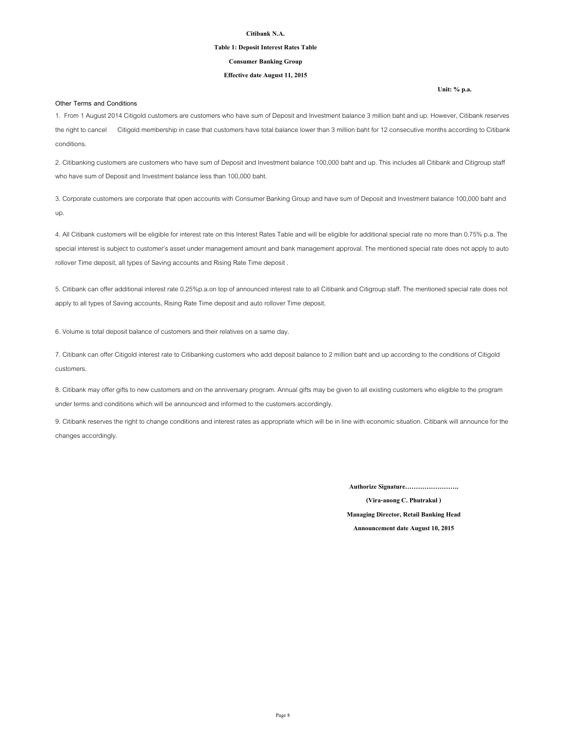**Citibank N.A.**

**Table 1: Deposit Interest Rates Table**

**Consumer Banking Group**

**Effective date August 11, 2015**

**Unit: % p.a.**

Other Terms and Conditions

1. From 1 August 2014 Citigold customers are customers who have sum of Deposit and Investment balance 3 million baht and up. However, Citibank reserves the right to cancel Citigold membership in case that customers have total balance lower than 3 million baht for 12 consecutive months according to Citibank conditions.

2. Citibanking customers are customers who have sum of Deposit and Investment balance 100,000 baht and up. This includes all Citibank and Citigroup staff who have sum of Deposit and Investment balance less than 100,000 baht.

3. Corporate customers are corporate that open accounts with Consumer Banking Group and have sum of Deposit and Investment balance 100,000 baht and up.

4. All Citibank customers will be eligible for interest rate on this Interest Rates Table and will be eligible for additional special rate no more than 0.75% p.a. The special interest is subject to customer's asset under management amount and bank management approval. The mentioned special rate does not apply to auto rollover Time deposit, all types of Saving accounts and Rising Rate Time deposit .

5. Citibank can offer additional interest rate 0.25%p.a.on top of announced interest rate to all Citibank and Citigroup staff. The mentioned special rate does not apply to all types of Saving accounts, Rising Rate Time deposit and auto rollover Time deposit.

6. Volume is total deposit balance of customers and their relatives on a same day.

7. Citibank can offer Citigold interest rate to Citibanking customers who add deposit balance to 2 million baht and up according to the conditions of Citigold customers.

8. Citibank may offer gifts to new customers and on the anniversary program. Annual gifts may be given to all existing customers who eligible to the program under terms and conditions which will be announced and informed to the customers accordingly.

9. Citibank reserves the right to change conditions and interest rates as appropriate which will be in line with economic situation. Citibank will announce for the changes accordingly.

**Authorize Signature…………………….**

**(Vira-anong C. Phutrakul )**

**Managing Director, Retail Banking Head**

**Announcement date August 10, 2015**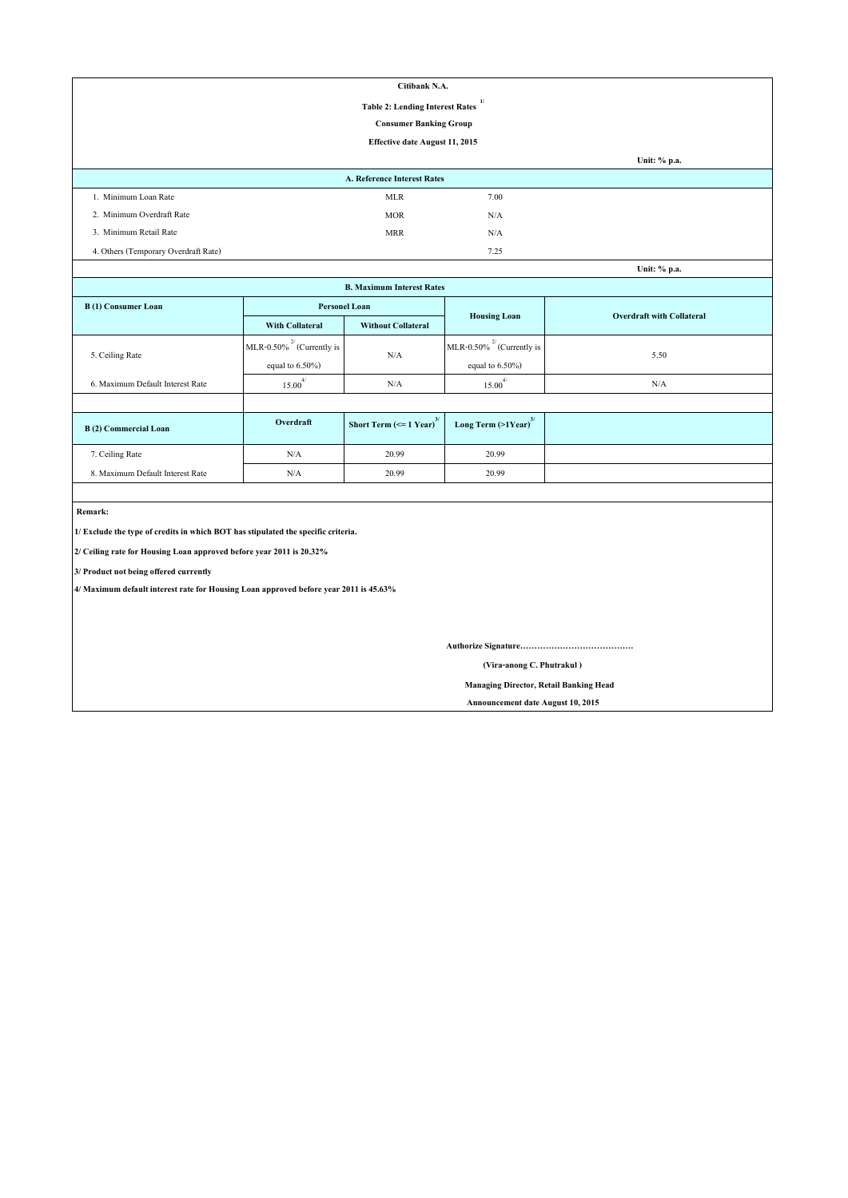**Citibank N.A.**

**Table 2: Lending Interest Rates [1/]**

**Consumer Banking Group**

**Effective date August 11, 2015**

**Unit: % p.a.**

| A. Reference Interest Rates | | |
|---|---|---|
| 1. Minimum Loan Rate | MLR | 7.00 |
| 2. Minimum Overdraft Rate | MOR | N/A |
| 3. Minimum Retail Rate | MRR | N/A |
| 4. Others (Temporary Overdraft Rate) | | 7.25 |

**Unit: % p.a.**

**B. Maximum Interest Rates**

| B (1) Consumer Loan | Personel Loan | | Housing Loan | Overdraft with Collateral |
|---|---|---|---|---|
| | With Collateral | Without Collateral | | |
| 5. Ceiling Rate | MLR-0.50% [2/] (Currently is equal to 6.50%) | N/A | MLR-0.50% [2/] (Currently is equal to 6.50%) | 5.50 |
| 6. Maximum Default Interest Rate | 15.00 [4/] | N/A | 15.00 [4/] | N/A |

| B (2) Commercial Loan | Overdraft | Short Term (<= 1 Year) [3/] | Long Term (>1Year) [3/] |
|---|---|---|---|
| 7. Ceiling Rate | N/A | 20.99 | 20.99 |
| 8. Maximum Default Interest Rate | N/A | 20.99 | 20.99 |

**Remark:**

**1/ Exclude the type of credits in which BOT has stipulated the specific criteria.**

**2/ Ceiling rate for Housing Loan approved before year 2011 is 20.32%**

**3/ Product not being offered currently**

**4/ Maximum default interest rate for Housing Loan approved before year 2011 is 45.63%**

**Authorize Signature………………………………….**

**(Vira-anong C. Phutrakul )**

**Managing Director, Retail Banking Head**

**Announcement date August 10, 2015**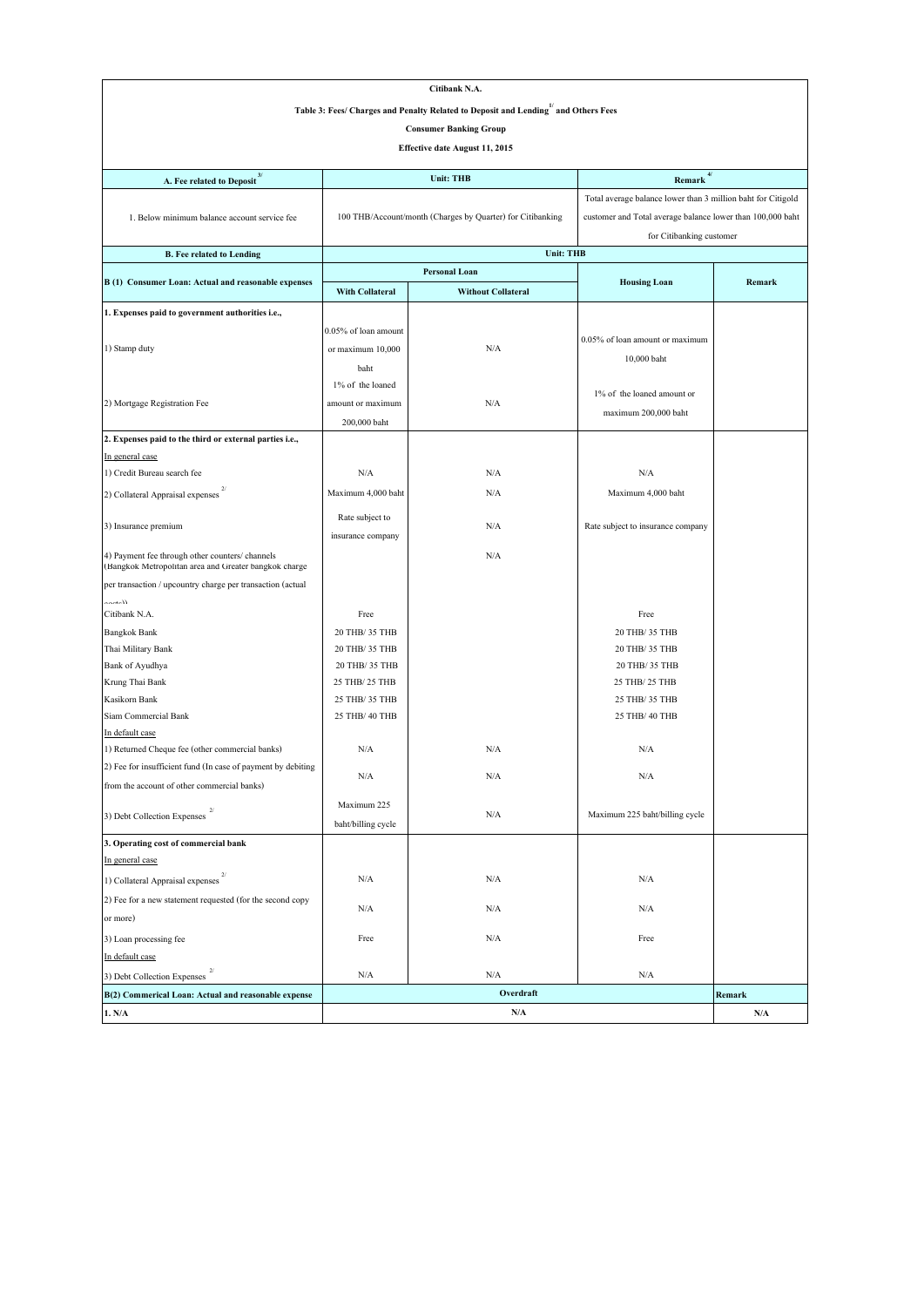**Citibank N.A.**

**Table 3: Fees/ Charges and Penalty Related to Deposit and Lending[1/] and Others Fees**

**Consumer Banking Group**

**Effective date August 11, 2015**

| A. Fee related to Deposit[3/] | Unit: THB | | Remark[4/] | |
|---|---|---|---|---|
| 1. Below minimum balance account service fee | 100 THB/Account/month (Charges by Quarter) for Citibanking | | Total average balance lower than 3 million baht for Citigold customer and Total average balance lower than 100,000 baht for Citibanking customer | |
| **B. Fee related to Lending** | **Unit: THB** | | | |
| **B (1) Consumer Loan: Actual and reasonable expenses** | **Personal Loan** | | **Housing Loan** | **Remark** |
| | **With Collateral** | **Without Collateral** | | |
| **1. Expenses paid to government authorities i.e.,** | | | | |
| 1) Stamp duty | 0.05% of loan amount or maximum 10,000 baht | N/A | 0.05% of loan amount or maximum 10,000 baht | |
| 2) Mortgage Registration Fee | 1% of the loaned amount or maximum 200,000 baht | N/A | 1% of the loaned amount or maximum 200,000 baht | |
| **2. Expenses paid to the third or external parties i.e.,** | | | | |
| In general case | | | | |
| 1) Credit Bureau search fee | N/A | N/A | N/A | |
| 2) Collateral Appraisal expenses[2/] | Maximum 4,000 baht | N/A | Maximum 4,000 baht | |
| 3) Insurance premium | Rate subject to insurance company | N/A | Rate subject to insurance company | |
| 4) Payment fee through other counters/ channels (Bangkok Metropolitan area and Greater bangkok charge per transaction / upcountry charge per transaction (actual costs)) | | N/A | | |
| Citibank N.A. | Free | | Free | |
| Bangkok Bank | 20 THB/ 35 THB | | 20 THB/ 35 THB | |
| Thai Military Bank | 20 THB/ 35 THB | | 20 THB/ 35 THB | |
| Bank of Ayudhya | 20 THB/ 35 THB | | 20 THB/ 35 THB | |
| Krung Thai Bank | 25 THB/ 25 THB | | 25 THB/ 25 THB | |
| Kasikorn Bank | 25 THB/ 35 THB | | 25 THB/ 35 THB | |
| Siam Commercial Bank | 25 THB/ 40 THB | | 25 THB/ 40 THB | |
| In default case | | | | |
| 1) Returned Cheque fee (other commercial banks) | N/A | N/A | N/A | |
| 2) Fee for insufficient fund (In case of payment by debiting from the account of other commercial banks) | N/A | N/A | N/A | |
| 3) Debt Collection Expenses[2/] | Maximum 225 baht/billing cycle | N/A | Maximum 225 baht/billing cycle | |
| **3. Operating cost of commercial bank** | | | | |
| In general case | | | | |
| 1) Collateral Appraisal expenses[2/] | N/A | N/A | N/A | |
| 2) Fee for a new statement requested (for the second copy or more) | N/A | N/A | N/A | |
| 3) Loan processing fee | Free | N/A | Free | |
| In default case | | | | |
| 3) Debt Collection Expenses[2/] | N/A | N/A | N/A | |
| **B(2) Commerical Loan: Actual and reasonable expense** | **Overdraft** | | | **Remark** |
| **1. N/A** | **N/A** | | | **N/A** |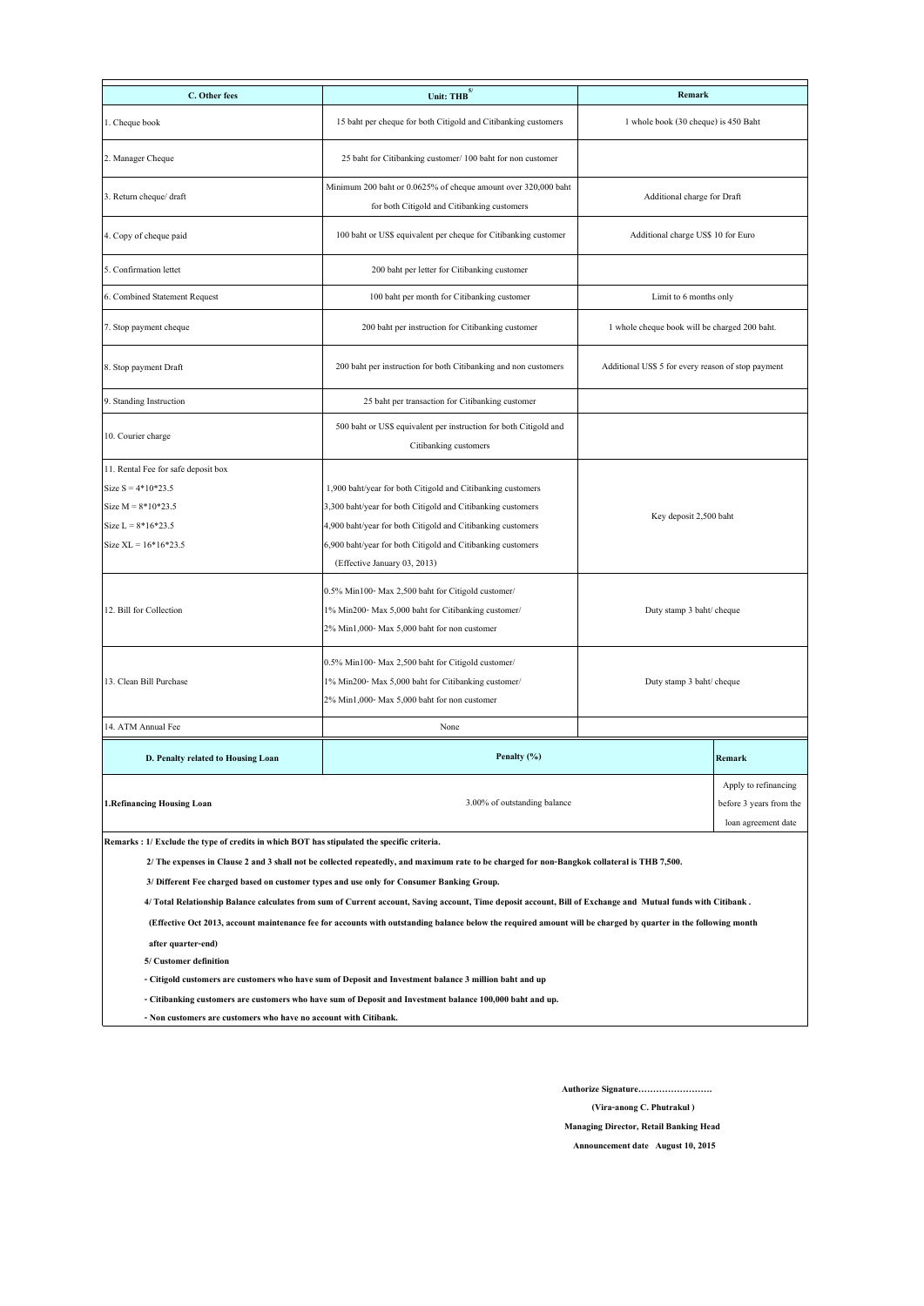| C. Other fees | Unit: THB[5/] | Remark |
|---|---|---|
| 1. Cheque book | 15 baht per cheque for both Citigold and Citibanking customers | 1 whole book (30 cheque) is 450 Baht |
| 2. Manager Cheque | 25 baht for Citibanking customer/ 100 baht for non customer | |
| 3. Return cheque/ draft | Minimum 200 baht or 0.0625% of cheque amount over 320,000 baht for both Citigold and Citibanking customers | Additional charge for Draft |
| 4. Copy of cheque paid | 100 baht or US$ equivalent per cheque for Citibanking customer | Additional charge US$ 10 for Euro |
| 5. Confirmation lettet | 200 baht per letter for Citibanking customer | |
| 6. Combined Statement Request | 100 baht per month for Citibanking customer | Limit to 6 months only |
| 7. Stop payment cheque | 200 baht per instruction for Citibanking customer | 1 whole cheque book will be charged 200 baht. |
| 8. Stop payment Draft | 200 baht per instruction for both Citibanking and non customers | Additional US$ 5 for every reason of stop payment |
| 9. Standing Instruction | 25 baht per transaction for Citibanking customer | |
| 10. Courier charge | 500 baht or US$ equivalent per instruction for both Citigold and Citibanking customers | |
| 11. Rental Fee for safe deposit box<br>Size S = 4*10*23.5<br>Size M = 8*10*23.5<br>Size L = 8*16*23.5<br>Size XL = 16*16*23.5 | 1,900 baht/year for both Citigold and Citibanking customers<br>3,300 baht/year for both Citigold and Citibanking customers<br>4,900 baht/year for both Citigold and Citibanking customers<br>6,900 baht/year for both Citigold and Citibanking customers<br>(Effective January 03, 2013) | Key deposit 2,500 baht |
| 12. Bill for Collection | 0.5% Min100- Max 2,500 baht for Citigold customer/<br>1% Min200- Max 5,000 baht for Citibanking customer/<br>2% Min1,000- Max 5,000 baht for non customer | Duty stamp 3 baht/ cheque |
| 13. Clean Bill Purchase | 0.5% Min100- Max 2,500 baht for Citigold customer/<br>1% Min200- Max 5,000 baht for Citibanking customer/<br>2% Min1,000- Max 5,000 baht for non customer | Duty stamp 3 baht/ cheque |
| 14. ATM Annual Fee | None | |

| D. Penalty related to Housing Loan | Penalty (%) | Remark |
|---|---|---|
| 1.Refinancing Housing Loan | 3.00% of outstanding balance | Apply to refinancing before 3 years from the loan agreement date |

**Remarks : 1/ Exclude the type of credits in which BOT has stipulated the specific criteria.**

**2/ The expenses in Clause 2 and 3 shall not be collected repeatedly, and maximum rate to be charged for non-Bangkok collateral is THB 7,500.**

**3/ Different Fee charged based on customer types and use only for Consumer Banking Group.**

**4/ Total Relationship Balance calculates from sum of Current account, Saving account, Time deposit account, Bill of Exchange and Mutual funds with Citibank .**

**(Effective Oct 2013, account maintenance fee for accounts with outstanding balance below the required amount will be charged by quarter in the following month after quarter-end)**

**5/ Customer definition**

**- Citigold customers are customers who have sum of Deposit and Investment balance 3 million baht and up**

**- Citibanking customers are customers who have sum of Deposit and Investment balance 100,000 baht and up.**

**- Non customers are customers who have no account with Citibank.**

**Authorize Signature…………………….**

**(Vira-anong C. Phutrakul )**

**Managing Director, Retail Banking Head**

**Announcement date August 10, 2015**